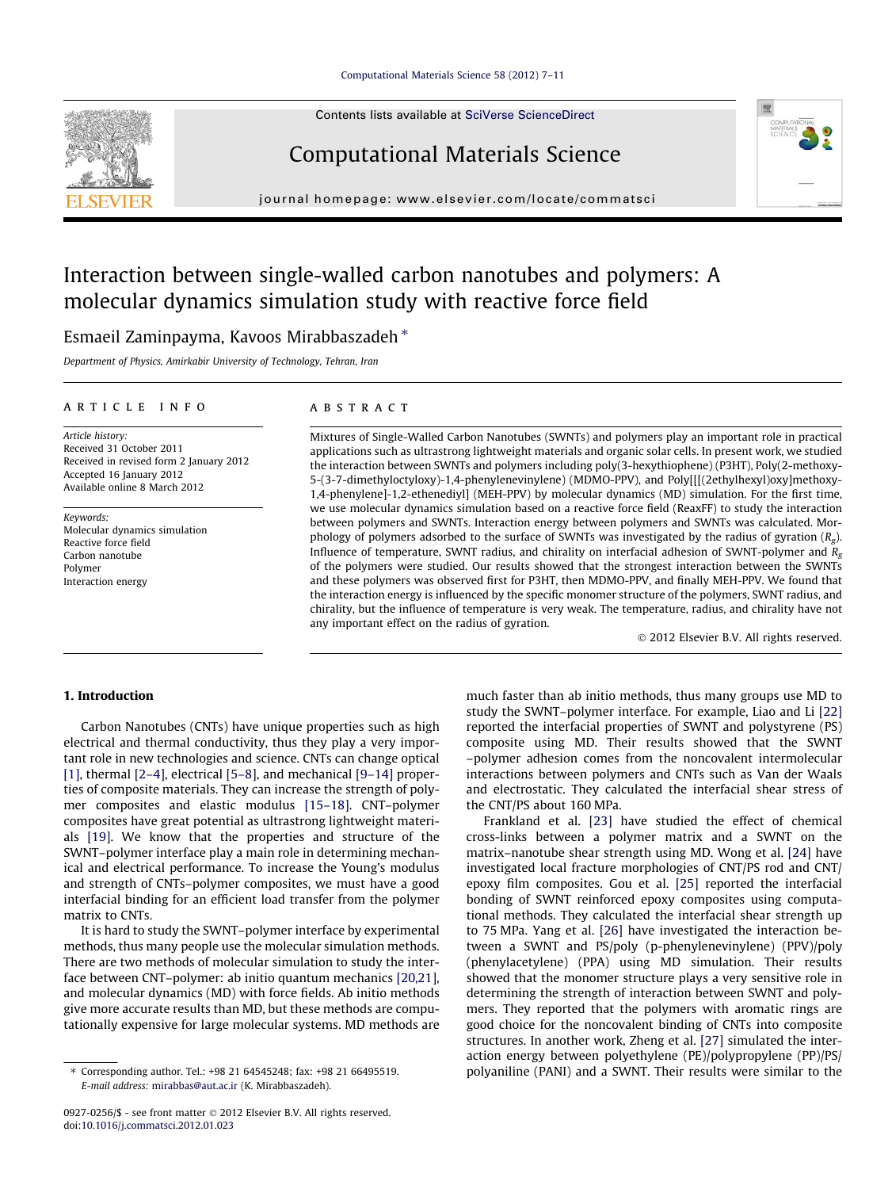# Interaction between single-walled carbon nanotubes and polymers: A molecular dynamics simulation study with reactive force field

Esmaeil Zaminpayma, Kavoos Mirabbaszadeh *

*Department of Physics, Amirkabir University of Technology, Tehran, Iran*

## ARTICLE INFO

*Article history:*
Received 31 October 2011
Received in revised form 2 January 2012
Accepted 16 January 2012
Available online 8 March 2012

*Keywords:*
Molecular dynamics simulation
Reactive force field
Carbon nanotube
Polymer
Interaction energy

## ABSTRACT

Mixtures of Single-Walled Carbon Nanotubes (SWNTs) and polymers play an important role in practical applications such as ultrastrong lightweight materials and organic solar cells. In present work, we studied the interaction between SWNTs and polymers including poly(3-hexythiophene) (P3HT), Poly(2-methoxy-5-(3-7-dimethyloctyloxy)-1,4-phenylenevinylene) (MDMO-PPV), and Poly[[[(2ethylhexyl)oxy]methoxy-1,4-phenylene]-1,2-ethenediyl] (MEH-PPV) by molecular dynamics (MD) simulation. For the first time, we use molecular dynamics simulation based on a reactive force field (ReaxFF) to study the interaction between polymers and SWNTs. Interaction energy between polymers and SWNTs was calculated. Morphology of polymers adsorbed to the surface of SWNTs was investigated by the radius of gyration ($R_g$). Influence of temperature, SWNT radius, and chirality on interfacial adhesion of SWNT-polymer and $R_g$ of the polymers were studied. Our results showed that the strongest interaction between the SWNTs and these polymers was observed first for P3HT, then MDMO-PPV, and finally MEH-PPV. We found that the interaction energy is influenced by the specific monomer structure of the polymers, SWNT radius, and chirality, but the influence of temperature is very weak. The temperature, radius, and chirality have not any important effect on the radius of gyration.

© 2012 Elsevier B.V. All rights reserved.

## 1. Introduction

Carbon Nanotubes (CNTs) have unique properties such as high electrical and thermal conductivity, thus they play a very important role in new technologies and science. CNTs can change optical [1], thermal [2–4], electrical [5–8], and mechanical [9–14] properties of composite materials. They can increase the strength of polymer composites and elastic modulus [15–18]. CNT–polymer composites have great potential as ultrastrong lightweight materials [19]. We know that the properties and structure of the SWNT–polymer interface play a main role in determining mechanical and electrical performance. To increase the Young's modulus and strength of CNTs–polymer composites, we must have a good interfacial binding for an efficient load transfer from the polymer matrix to CNTs.

It is hard to study the SWNT–polymer interface by experimental methods, thus many people use the molecular simulation methods. There are two methods of molecular simulation to study the interface between CNT–polymer: ab initio quantum mechanics [20,21], and molecular dynamics (MD) with force fields. Ab initio methods give more accurate results than MD, but these methods are computationally expensive for large molecular systems. MD methods are much faster than ab initio methods, thus many groups use MD to study the SWNT–polymer interface. For example, Liao and Li [22] reported the interfacial properties of SWNT and polystyrene (PS) composite using MD. Their results showed that the SWNT –polymer adhesion comes from the noncovalent intermolecular interactions between polymers and CNTs such as Van der Waals and electrostatic. They calculated the interfacial shear stress of the CNT/PS about 160 MPa.

Frankland et al. [23] have studied the effect of chemical cross-links between a polymer matrix and a SWNT on the matrix–nanotube shear strength using MD. Wong et al. [24] have investigated local fracture morphologies of CNT/PS rod and CNT/epoxy film composites. Gou et al. [25] reported the interfacial bonding of SWNT reinforced epoxy composites using computational methods. They calculated the interfacial shear strength up to 75 MPa. Yang et al. [26] have investigated the interaction between a SWNT and PS/poly (p-phenylenevinylene) (PPV)/poly (phenylacetylene) (PPA) using MD simulation. Their results showed that the monomer structure plays a very sensitive role in determining the strength of interaction between SWNT and polymers. They reported that the polymers with aromatic rings are good choice for the noncovalent binding of CNTs into composite structures. In another work, Zheng et al. [27] simulated the interaction energy between polyethylene (PE)/polypropylene (PP)/PS/polyaniline (PANI) and a SWNT. Their results were similar to the

---

* Corresponding author. Tel.: +98 21 64545248; fax: +98 21 66495519.
*E-mail address:* mirabbas@aut.ac.ir (K. Mirabbaszadeh).

0927-0256/$ - see front matter © 2012 Elsevier B.V. All rights reserved.
doi:10.1016/j.commatsci.2012.01.023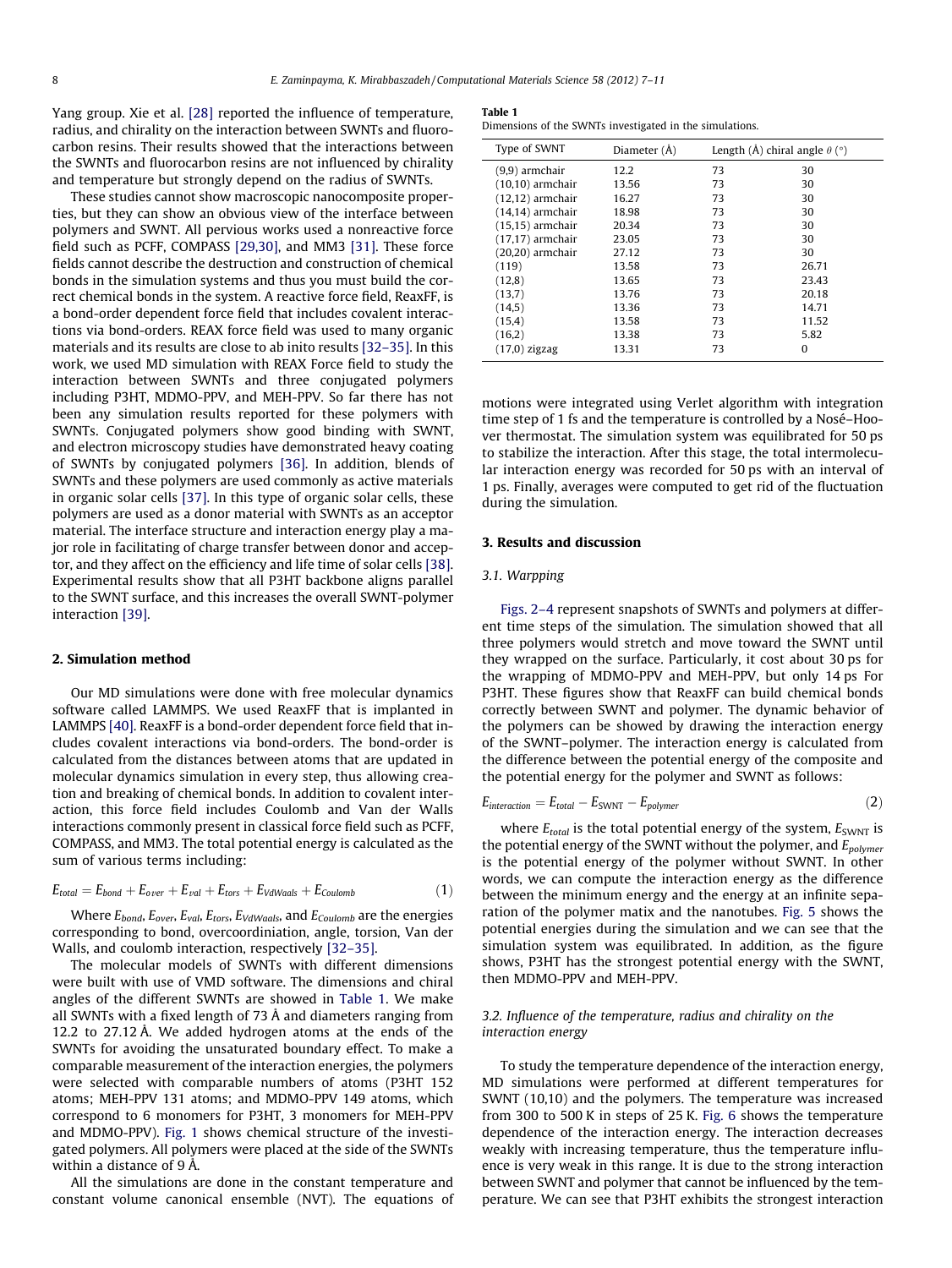Yang group. Xie et al. [28] reported the influence of temperature, radius, and chirality on the interaction between SWNTs and fluorocarbon resins. Their results showed that the interactions between the SWNTs and fluorocarbon resins are not influenced by chirality and temperature but strongly depend on the radius of SWNTs.

These studies cannot show macroscopic nanocomposite properties, but they can show an obvious view of the interface between polymers and SWNT. All pervious works used a nonreactive force field such as PCFF, COMPASS [29,30], and MM3 [31]. These force fields cannot describe the destruction and construction of chemical bonds in the simulation systems and thus you must build the correct chemical bonds in the system. A reactive force field, ReaxFF, is a bond-order dependent force field that includes covalent interactions via bond-orders. REAX force field was used to many organic materials and its results are close to ab inito results [32–35]. In this work, we used MD simulation with REAX Force field to study the interaction between SWNTs and three conjugated polymers including P3HT, MDMO-PPV, and MEH-PPV. So far there has not been any simulation results reported for these polymers with SWNTs. Conjugated polymers show good binding with SWNT, and electron microscopy studies have demonstrated heavy coating of SWNTs by conjugated polymers [36]. In addition, blends of SWNTs and these polymers are used commonly as active materials in organic solar cells [37]. In this type of organic solar cells, these polymers are used as a donor material with SWNTs as an acceptor material. The interface structure and interaction energy play a major role in facilitating of charge transfer between donor and acceptor, and they affect on the efficiency and life time of solar cells [38]. Experimental results show that all P3HT backbone aligns parallel to the SWNT surface, and this increases the overall SWNT-polymer interaction [39].

## 2. Simulation method

Our MD simulations were done with free molecular dynamics software called LAMMPS. We used ReaxFF that is implanted in LAMMPS [40]. ReaxFF is a bond-order dependent force field that includes covalent interactions via bond-orders. The bond-order is calculated from the distances between atoms that are updated in molecular dynamics simulation in every step, thus allowing creation and breaking of chemical bonds. In addition to covalent interaction, this force field includes Coulomb and Van der Walls interactions commonly present in classical force field such as PCFF, COMPASS, and MM3. The total potential energy is calculated as the sum of various terms including:

$$E_{total} = E_{bond} + E_{over} + E_{val} + E_{tors} + E_{VdWaals} + E_{Coulomb} \quad (1)$$

Where $E_{bond}$, $E_{over}$, $E_{val}$, $E_{tors}$, $E_{VdWaals}$, and $E_{Coulomb}$ are the energies corresponding to bond, overcoordiniation, angle, torsion, Van der Walls, and coulomb interaction, respectively [32–35].

The molecular models of SWNTs with different dimensions were built with use of VMD software. The dimensions and chiral angles of the different SWNTs are showed in Table 1. We make all SWNTs with a fixed length of 73 Å and diameters ranging from 12.2 to 27.12 Å. We added hydrogen atoms at the ends of the SWNTs for avoiding the unsaturated boundary effect. To make a comparable measurement of the interaction energies, the polymers were selected with comparable numbers of atoms (P3HT 152 atoms; MEH-PPV 131 atoms; and MDMO-PPV 149 atoms, which correspond to 6 monomers for P3HT, 3 monomers for MEH-PPV and MDMO-PPV). Fig. 1 shows chemical structure of the investigated polymers. All polymers were placed at the side of the SWNTs within a distance of 9 Å.

All the simulations are done in the constant temperature and constant volume canonical ensemble (NVT). The equations of motions were integrated using Verlet algorithm with integration time step of 1 fs and the temperature is controlled by a Nosé–Hoover thermostat. The simulation system was equilibrated for 50 ps to stabilize the interaction. After this stage, the total intermolecular interaction energy was recorded for 50 ps with an interval of 1 ps. Finally, averages were computed to get rid of the fluctuation during the simulation.

**Table 1**
Dimensions of the SWNTs investigated in the simulations.

| Type of SWNT | Diameter (Å) | Length (Å) | chiral angle $\theta$ (°) |
|---|---|---|---|
| (9,9) armchair | 12.2 | 73 | 30 |
| (10,10) armchair | 13.56 | 73 | 30 |
| (12,12) armchair | 16.27 | 73 | 30 |
| (14,14) armchair | 18.98 | 73 | 30 |
| (15,15) armchair | 20.34 | 73 | 30 |
| (17,17) armchair | 23.05 | 73 | 30 |
| (20,20) armchair | 27.12 | 73 | 30 |
| (119) | 13.58 | 73 | 26.71 |
| (12,8) | 13.65 | 73 | 23.43 |
| (13,7) | 13.76 | 73 | 20.18 |
| (14,5) | 13.36 | 73 | 14.71 |
| (15,4) | 13.58 | 73 | 11.52 |
| (16,2) | 13.38 | 73 | 5.82 |
| (17,0) zigzag | 13.31 | 73 | 0 |

## 3. Results and discussion

### 3.1. Warpping

Figs. 2–4 represent snapshots of SWNTs and polymers at different time steps of the simulation. The simulation showed that all three polymers would stretch and move toward the SWNT until they wrapped on the surface. Particularly, it cost about 30 ps for the wrapping of MDMO-PPV and MEH-PPV, but only 14 ps For P3HT. These figures show that ReaxFF can build chemical bonds correctly between SWNT and polymer. The dynamic behavior of the polymers can be showed by drawing the interaction energy of the SWNT–polymer. The interaction energy is calculated from the difference between the potential energy of the composite and the potential energy for the polymer and SWNT as follows:

$$E_{interaction} = E_{total} - E_{SWNT} - E_{polymer} \quad (2)$$

where $E_{total}$ is the total potential energy of the system, $E_{SWNT}$ is the potential energy of the SWNT without the polymer, and $E_{polymer}$ is the potential energy of the polymer without SWNT. In other words, we can compute the interaction energy as the difference between the minimum energy and the energy at an infinite separation of the polymer matix and the nanotubes. Fig. 5 shows the potential energies during the simulation and we can see that the simulation system was equilibrated. In addition, as the figure shows, P3HT has the strongest potential energy with the SWNT, then MDMO-PPV and MEH-PPV.

### 3.2. Influence of the temperature, radius and chirality on the interaction energy

To study the temperature dependence of the interaction energy, MD simulations were performed at different temperatures for SWNT (10,10) and the polymers. The temperature was increased from 300 to 500 K in steps of 25 K. Fig. 6 shows the temperature dependence of the interaction energy. The interaction decreases weakly with increasing temperature, thus the temperature influence is very weak in this range. It is due to the strong interaction between SWNT and polymer that cannot be influenced by the temperature. We can see that P3HT exhibits the strongest interaction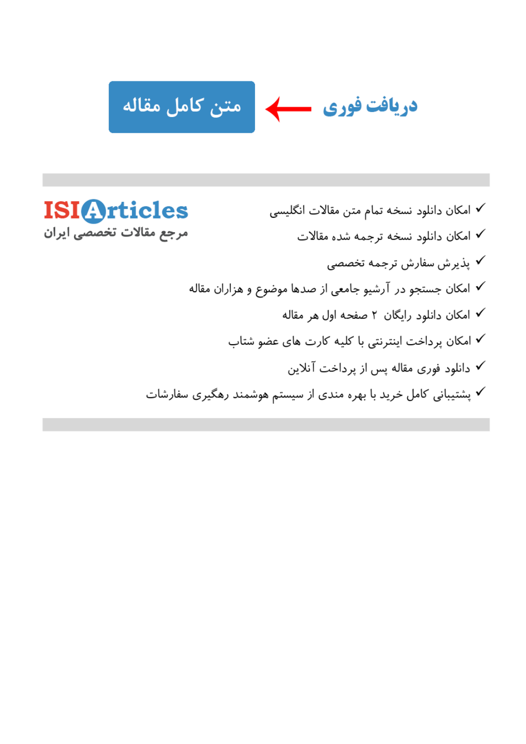دریافت فوری ← **متن کامل مقاله**

**ISIArticles**
مرجع مقالات تخصصی ایران

- ✓ امکان دانلود نسخه تمام متن مقالات انگلیسی
- ✓ امکان دانلود نسخه ترجمه شده مقالات
- ✓ پذیرش سفارش ترجمه تخصصی
- ✓ امکان جستجو در آرشیو جامعی از صدها موضوع و هزاران مقاله
- ✓ امکان دانلود رایگان ۲ صفحه اول هر مقاله
- ✓ امکان پرداخت اینترنتی با کلیه کارت های عضو شتاب
- ✓ دانلود فوری مقاله پس از پرداخت آنلاین
- ✓ پشتیبانی کامل خرید با بهره مندی از سیستم هوشمند رهگیری سفارشات